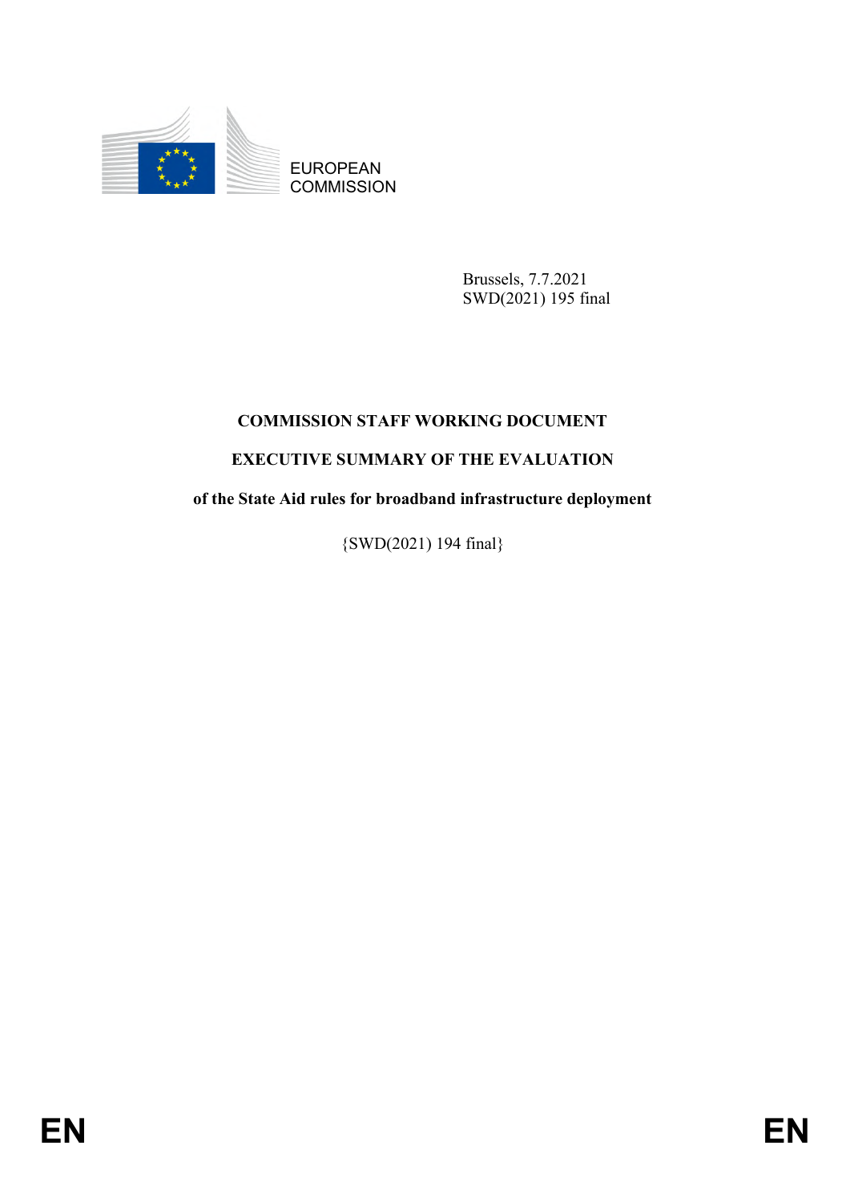EUROPEAN COMMISSION

Brussels, 7.7.2021
SWD(2021) 195 final

# COMMISSION STAFF WORKING DOCUMENT

# EXECUTIVE SUMMARY OF THE EVALUATION

## of the State Aid rules for broadband infrastructure deployment

{SWD(2021) 194 final}

EN EN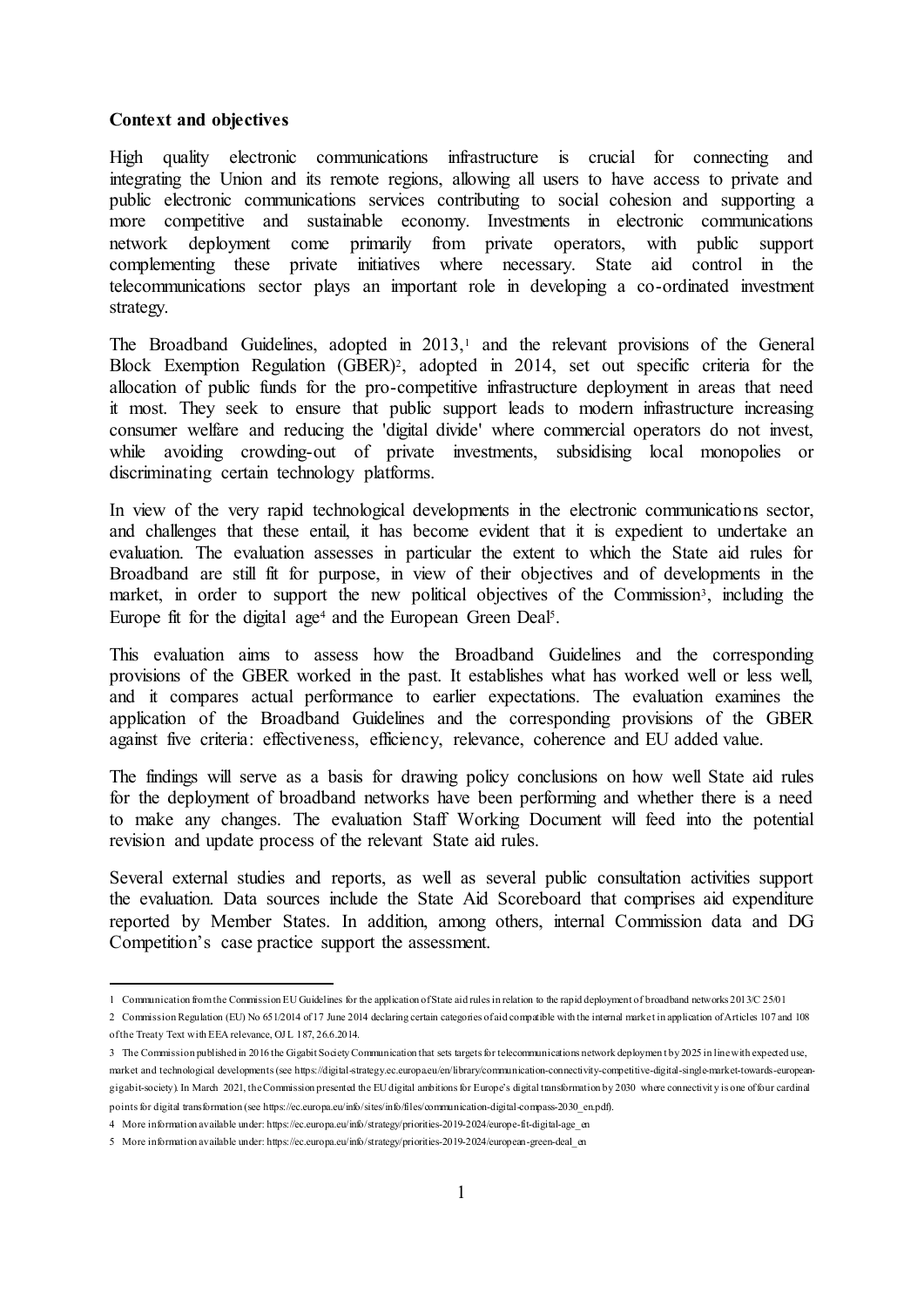**Context and objectives**

High quality electronic communications infrastructure is crucial for connecting and integrating the Union and its remote regions, allowing all users to have access to private and public electronic communications services contributing to social cohesion and supporting a more competitive and sustainable economy. Investments in electronic communications network deployment come primarily from private operators, with public support complementing these private initiatives where necessary. State aid control in the telecommunications sector plays an important role in developing a co-ordinated investment strategy.

The Broadband Guidelines, adopted in 2013,[1] and the relevant provisions of the General Block Exemption Regulation (GBER)[2], adopted in 2014, set out specific criteria for the allocation of public funds for the pro-competitive infrastructure deployment in areas that need it most. They seek to ensure that public support leads to modern infrastructure increasing consumer welfare and reducing the 'digital divide' where commercial operators do not invest, while avoiding crowding-out of private investments, subsidising local monopolies or discriminating certain technology platforms.

In view of the very rapid technological developments in the electronic communications sector, and challenges that these entail, it has become evident that it is expedient to undertake an evaluation. The evaluation assesses in particular the extent to which the State aid rules for Broadband are still fit for purpose, in view of their objectives and of developments in the market, in order to support the new political objectives of the Commission[3], including the Europe fit for the digital age[4] and the European Green Deal[5].

This evaluation aims to assess how the Broadband Guidelines and the corresponding provisions of the GBER worked in the past. It establishes what has worked well or less well, and it compares actual performance to earlier expectations. The evaluation examines the application of the Broadband Guidelines and the corresponding provisions of the GBER against five criteria: effectiveness, efficiency, relevance, coherence and EU added value.

The findings will serve as a basis for drawing policy conclusions on how well State aid rules for the deployment of broadband networks have been performing and whether there is a need to make any changes. The evaluation Staff Working Document will feed into the potential revision and update process of the relevant State aid rules.

Several external studies and reports, as well as several public consultation activities support the evaluation. Data sources include the State Aid Scoreboard that comprises aid expenditure reported by Member States. In addition, among others, internal Commission data and DG Competition's case practice support the assessment.

---

1 Communication from the Commission EU Guidelines for the application of State aid rules in relation to the rapid deployment of broadband networks 2013/C 25/01

2 Commission Regulation (EU) No 651/2014 of 17 June 2014 declaring certain categories of aid compatible with the internal market in application of Articles 107 and 108 of the Treaty Text with EEA relevance, OJ L 187, 26.6.2014.

3 The Commission published in 2016 the Gigabit Society Communication that sets targets for telecommunications network deployment by 2025 in line with expected use, market and technological developments (see https://digital-strategy.ec.europa.eu/en/library/communication-connectivity-competitive-digital-single-market-towards-european-gigabit-society). In March 2021, the Commission presented the EU digital ambitions for Europe's digital transformation by 2030 where connectivity is one of four cardinal points for digital transformation (see https://ec.europa.eu/info/sites/info/files/communication-digital-compass-2030_en.pdf).

4 More information available under: https://ec.europa.eu/info/strategy/priorities-2019-2024/europe-fit-digital-age_en

5 More information available under: https://ec.europa.eu/info/strategy/priorities-2019-2024/european-green-deal_en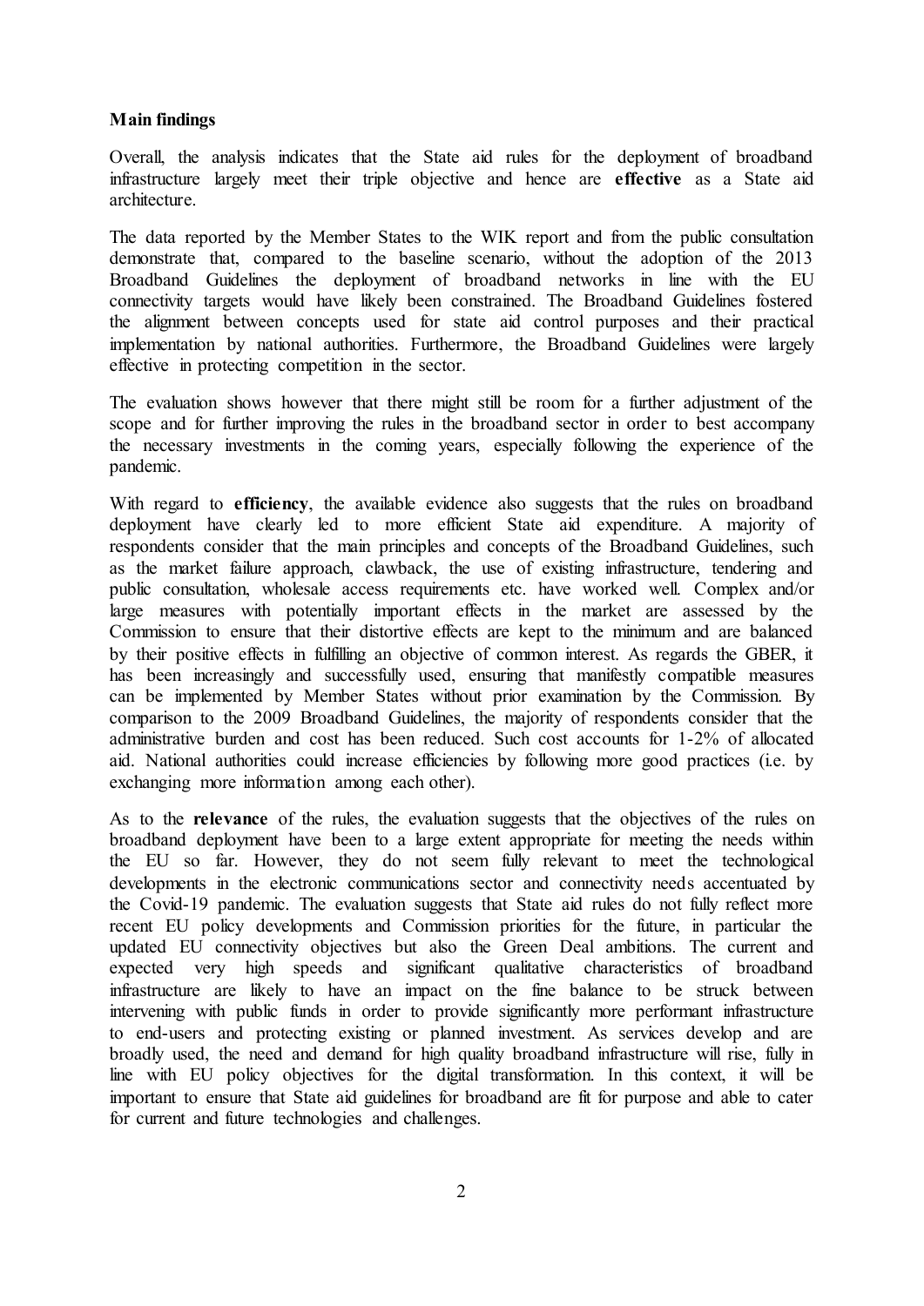**Main findings**

Overall, the analysis indicates that the State aid rules for the deployment of broadband infrastructure largely meet their triple objective and hence are **effective** as a State aid architecture.

The data reported by the Member States to the WIK report and from the public consultation demonstrate that, compared to the baseline scenario, without the adoption of the 2013 Broadband Guidelines the deployment of broadband networks in line with the EU connectivity targets would have likely been constrained. The Broadband Guidelines fostered the alignment between concepts used for state aid control purposes and their practical implementation by national authorities. Furthermore, the Broadband Guidelines were largely effective in protecting competition in the sector.

The evaluation shows however that there might still be room for a further adjustment of the scope and for further improving the rules in the broadband sector in order to best accompany the necessary investments in the coming years, especially following the experience of the pandemic.

With regard to **efficiency**, the available evidence also suggests that the rules on broadband deployment have clearly led to more efficient State aid expenditure. A majority of respondents consider that the main principles and concepts of the Broadband Guidelines, such as the market failure approach, clawback, the use of existing infrastructure, tendering and public consultation, wholesale access requirements etc. have worked well. Complex and/or large measures with potentially important effects in the market are assessed by the Commission to ensure that their distortive effects are kept to the minimum and are balanced by their positive effects in fulfilling an objective of common interest. As regards the GBER, it has been increasingly and successfully used, ensuring that manifestly compatible measures can be implemented by Member States without prior examination by the Commission. By comparison to the 2009 Broadband Guidelines, the majority of respondents consider that the administrative burden and cost has been reduced. Such cost accounts for 1-2% of allocated aid. National authorities could increase efficiencies by following more good practices (i.e. by exchanging more information among each other).

As to the **relevance** of the rules, the evaluation suggests that the objectives of the rules on broadband deployment have been to a large extent appropriate for meeting the needs within the EU so far. However, they do not seem fully relevant to meet the technological developments in the electronic communications sector and connectivity needs accentuated by the Covid-19 pandemic. The evaluation suggests that State aid rules do not fully reflect more recent EU policy developments and Commission priorities for the future, in particular the updated EU connectivity objectives but also the Green Deal ambitions. The current and expected very high speeds and significant qualitative characteristics of broadband infrastructure are likely to have an impact on the fine balance to be struck between intervening with public funds in order to provide significantly more performant infrastructure to end-users and protecting existing or planned investment. As services develop and are broadly used, the need and demand for high quality broadband infrastructure will rise, fully in line with EU policy objectives for the digital transformation. In this context, it will be important to ensure that State aid guidelines for broadband are fit for purpose and able to cater for current and future technologies and challenges.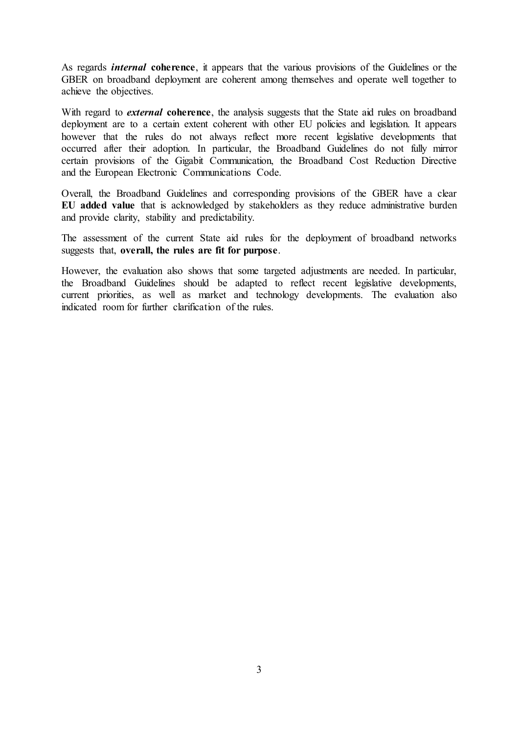As regards ***internal* coherence**, it appears that the various provisions of the Guidelines or the GBER on broadband deployment are coherent among themselves and operate well together to achieve the objectives.

With regard to ***external* coherence**, the analysis suggests that the State aid rules on broadband deployment are to a certain extent coherent with other EU policies and legislation. It appears however that the rules do not always reflect more recent legislative developments that occurred after their adoption. In particular, the Broadband Guidelines do not fully mirror certain provisions of the Gigabit Communication, the Broadband Cost Reduction Directive and the European Electronic Communications Code.

Overall, the Broadband Guidelines and corresponding provisions of the GBER have a clear **EU added value** that is acknowledged by stakeholders as they reduce administrative burden and provide clarity, stability and predictability.

The assessment of the current State aid rules for the deployment of broadband networks suggests that, **overall, the rules are fit for purpose**.

However, the evaluation also shows that some targeted adjustments are needed. In particular, the Broadband Guidelines should be adapted to reflect recent legislative developments, current priorities, as well as market and technology developments. The evaluation also indicated room for further clarification of the rules.